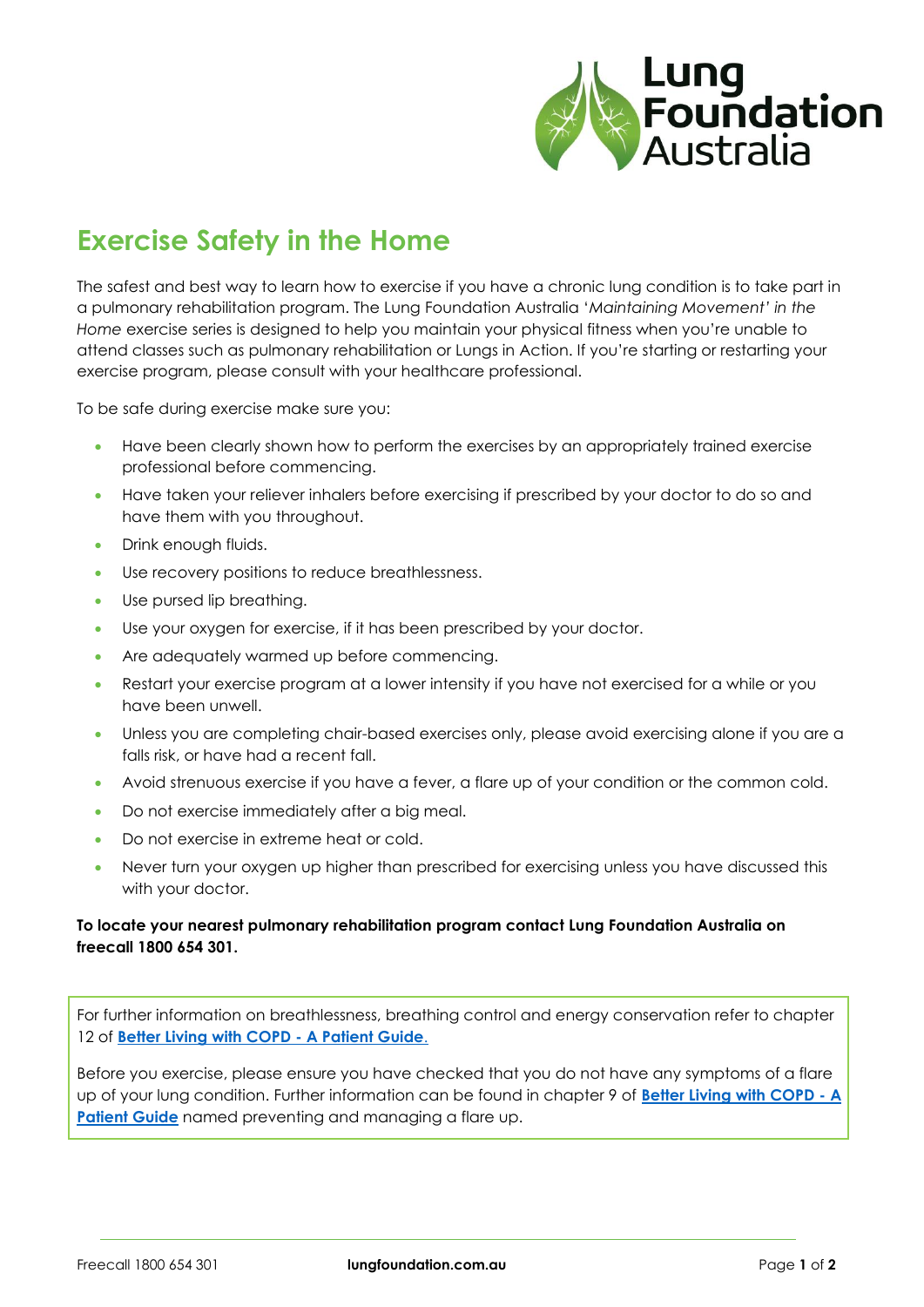# Exercise Safety in the Home

The safest and best way to learn how to exercise if you have a chronic lung condition is to take part in a pulmonary rehabilitation program. The Lung Foundation Australia '*Maintaining Movement' in the Home* exercise series is designed to help you maintain your physical fitness when you're unable to attend classes such as pulmonary rehabilitation or Lungs in Action. If you're starting or restarting your exercise program, please consult with your healthcare professional.

To be safe during exercise make sure you:

- Have been clearly shown how to perform the exercises by an appropriately trained exercise professional before commencing.
- Have taken your reliever inhalers before exercising if prescribed by your doctor to do so and have them with you throughout.
- Drink enough fluids.
- Use recovery positions to reduce breathlessness.
- Use pursed lip breathing.
- Use your oxygen for exercise, if it has been prescribed by your doctor.
- Are adequately warmed up before commencing.
- Restart your exercise program at a lower intensity if you have not exercised for a while or you have been unwell.
- Unless you are completing chair-based exercises only, please avoid exercising alone if you are a falls risk, or have had a recent fall.
- Avoid strenuous exercise if you have a fever, a flare up of your condition or the common cold.
- Do not exercise immediately after a big meal.
- Do not exercise in extreme heat or cold.
- Never turn your oxygen up higher than prescribed for exercising unless you have discussed this with your doctor.

**To locate your nearest pulmonary rehabilitation program contact Lung Foundation Australia on freecall 1800 654 301.**

For further information on breathlessness, breathing control and energy conservation refer to chapter 12 of **Better Living with COPD - A Patient Guide**.

Before you exercise, please ensure you have checked that you do not have any symptoms of a flare up of your lung condition. Further information can be found in chapter 9 of **Better Living with COPD - A Patient Guide** named preventing and managing a flare up.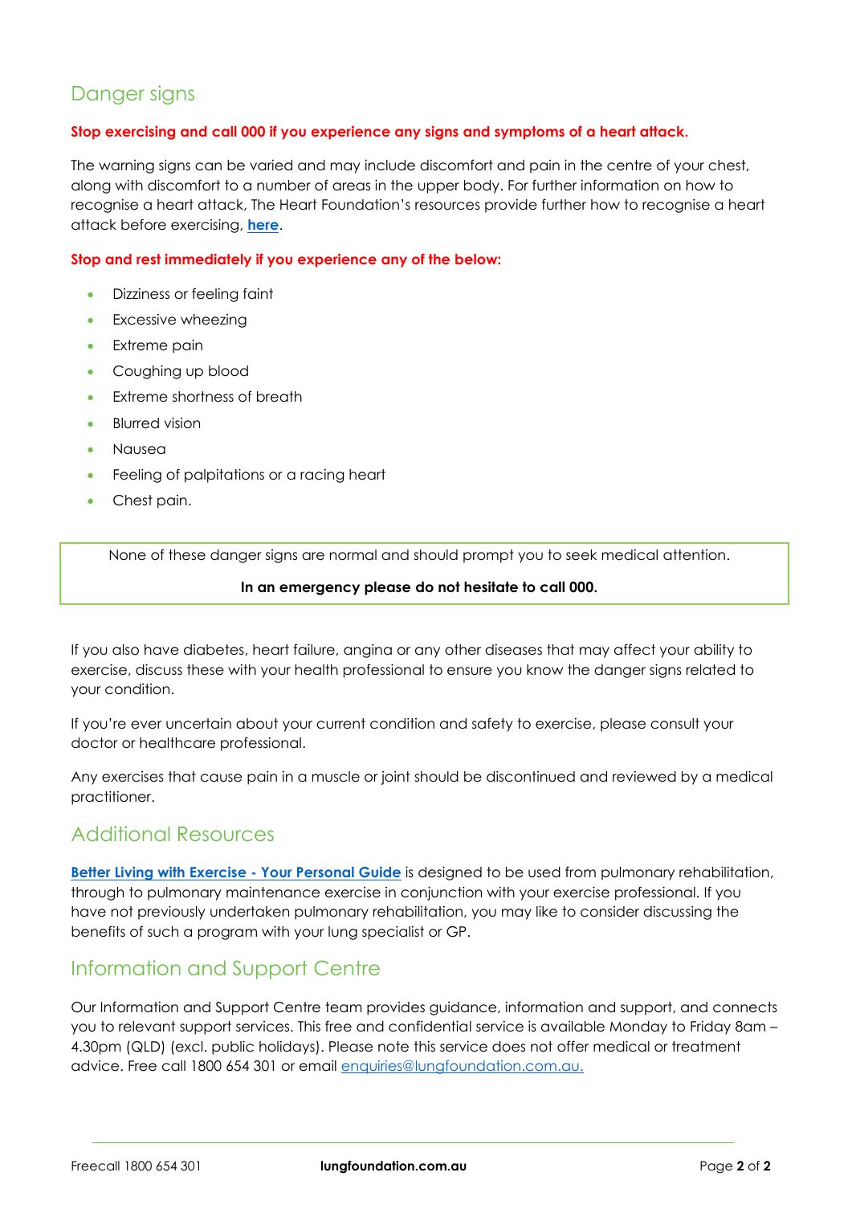## Danger signs

**Stop exercising and call 000 if you experience any signs and symptoms of a heart attack.**

The warning signs can be varied and may include discomfort and pain in the centre of your chest, along with discomfort to a number of areas in the upper body. For further information on how to recognise a heart attack, The Heart Foundation's resources provide further how to recognise a heart attack before exercising, **here**.

**Stop and rest immediately if you experience any of the below:**

- Dizziness or feeling faint
- Excessive wheezing
- Extreme pain
- Coughing up blood
- Extreme shortness of breath
- Blurred vision
- Nausea
- Feeling of palpitations or a racing heart
- Chest pain.

None of these danger signs are normal and should prompt you to seek medical attention.

**In an emergency please do not hesitate to call 000.**

If you also have diabetes, heart failure, angina or any other diseases that may affect your ability to exercise, discuss these with your health professional to ensure you know the danger signs related to your condition.

If you're ever uncertain about your current condition and safety to exercise, please consult your doctor or healthcare professional.

Any exercises that cause pain in a muscle or joint should be discontinued and reviewed by a medical practitioner.

## Additional Resources

**Better Living with Exercise - Your Personal Guide** is designed to be used from pulmonary rehabilitation, through to pulmonary maintenance exercise in conjunction with your exercise professional. If you have not previously undertaken pulmonary rehabilitation, you may like to consider discussing the benefits of such a program with your lung specialist or GP.

## Information and Support Centre

Our Information and Support Centre team provides guidance, information and support, and connects you to relevant support services. This free and confidential service is available Monday to Friday 8am – 4.30pm (QLD) (excl. public holidays). Please note this service does not offer medical or treatment advice. Free call 1800 654 301 or email enquiries@lungfoundation.com.au.